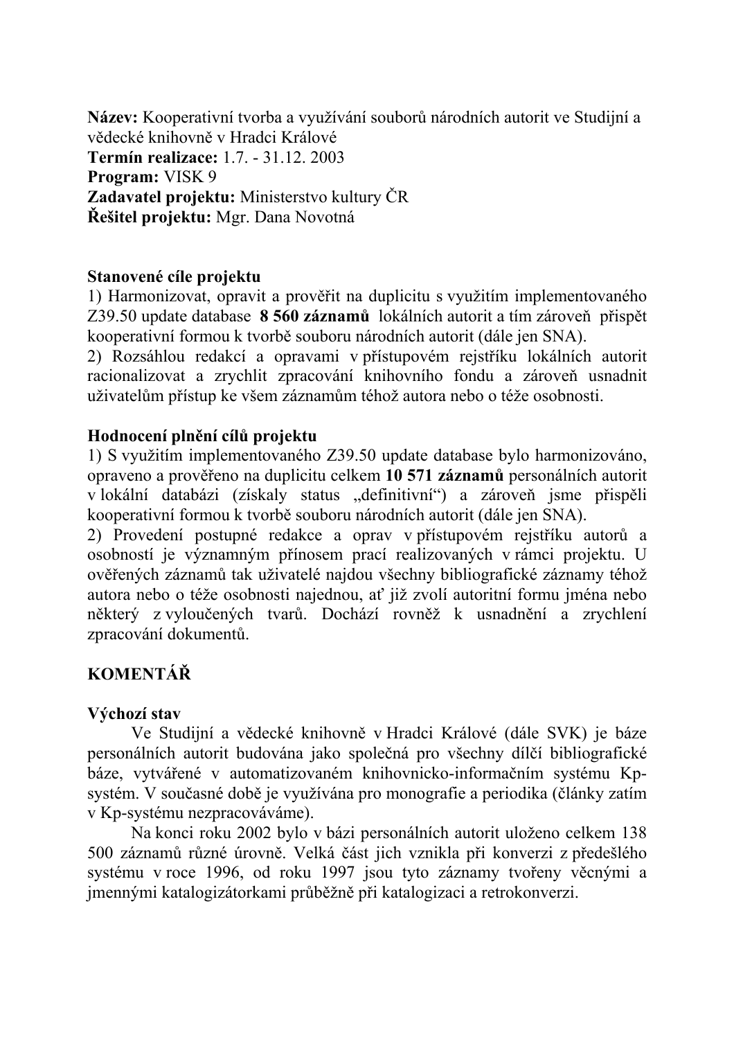**Název:** Kooperativní tvorba a využívání souborů národních autorit ve Studijní a vědecké knihovně v Hradci Králové
**Termín realizace:** 1.7. - 31.12. 2003
**Program:** VISK 9
**Zadavatel projektu:** Ministerstvo kultury ČR
**Řešitel projektu:** Mgr. Dana Novotná

**Stanovené cíle projektu**

1) Harmonizovat, opravit a prověřit na duplicitu s využitím implementovaného Z39.50 update database **8 560 záznamů** lokálních autorit a tím zároveň přispět kooperativní formou k tvorbě souboru národních autorit (dále jen SNA).
2) Rozsáhlou redakcí a opravami v přístupovém rejstříku lokálních autorit racionalizovat a zrychlit zpracování knihovního fondu a zároveň usnadnit uživatelům přístup ke všem záznamům téhož autora nebo o téže osobnosti.

**Hodnocení plnění cílů projektu**

1) S využitím implementovaného Z39.50 update database bylo harmonizováno, opraveno a prověřeno na duplicitu celkem **10 571 záznamů** personálních autorit v lokální databázi (získaly status „definitivní“) a zároveň jsme přispěli kooperativní formou k tvorbě souboru národních autorit (dále jen SNA).
2) Provedení postupné redakce a oprav v přístupovém rejstříku autorů a osobností je významným přínosem prací realizovaných v rámci projektu. U ověřených záznamů tak uživatelé najdou všechny bibliografické záznamy téhož autora nebo o téže osobnosti najednou, ať již zvolí autoritní formu jména nebo některý z vyloučených tvarů. Dochází rovněž k usnadnění a zrychlení zpracování dokumentů.

**KOMENTÁŘ**

**Výchozí stav**

Ve Studijní a vědecké knihovně v Hradci Králové (dále SVK) je báze personálních autorit budována jako společná pro všechny dílčí bibliografické báze, vytvářené v automatizovaném knihovnicko-informačním systému Kp-systém. V současné době je využívána pro monografie a periodika (články zatím v Kp-systému nezpracováváme).

Na konci roku 2002 bylo v bázi personálních autorit uloženo celkem 138 500 záznamů různé úrovně. Velká část jich vznikla při konverzi z předešlého systému v roce 1996, od roku 1997 jsou tyto záznamy tvořeny věcnými a jmennými katalogizátorkami průběžně při katalogizaci a retrokonverzi.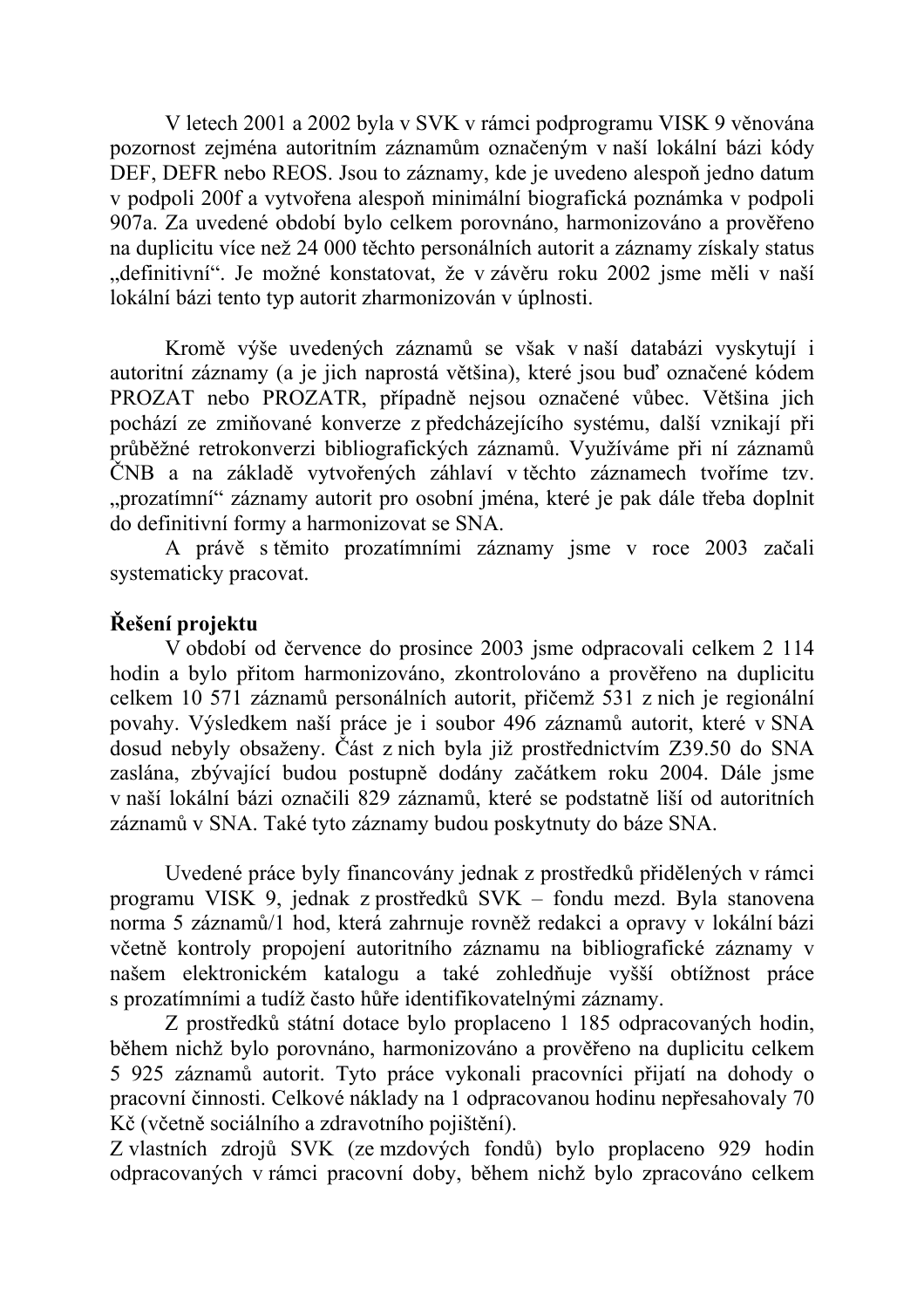V letech 2001 a 2002 byla v SVK v rámci podprogramu VISK 9 věnována pozornost zejména autoritním záznamům označeným v naší lokální bázi kódy DEF, DEFR nebo REOS. Jsou to záznamy, kde je uvedeno alespoň jedno datum v podpoli 200f a vytvořena alespoň minimální biografická poznámka v podpoli 907a. Za uvedené období bylo celkem porovnáno, harmonizováno a prověřeno na duplicitu více než 24 000 těchto personálních autorit a záznamy získaly status „definitivní". Je možné konstatovat, že v závěru roku 2002 jsme měli v naší lokální bázi tento typ autorit zharmonizován v úplnosti.

Kromě výše uvedených záznamů se však v naší databázi vyskytují i autoritní záznamy (a je jich naprostá většina), které jsou buď označené kódem PROZAT nebo PROZATR, případně nejsou označené vůbec. Většina jich pochází ze zmiňované konverze z předcházejícího systému, další vznikají při průběžné retrokonverzi bibliografických záznamů. Využíváme při ní záznamů ČNB a na základě vytvořených záhlaví v těchto záznamech tvoříme tzv. „prozatímní" záznamy autorit pro osobní jména, které je pak dále třeba doplnit do definitivní formy a harmonizovat se SNA.

A právě s těmito prozatímními záznamy jsme v roce 2003 začali systematicky pracovat.

**Řešení projektu**

V období od července do prosince 2003 jsme odpracovali celkem 2 114 hodin a bylo přitom harmonizováno, zkontrolováno a prověřeno na duplicitu celkem 10 571 záznamů personálních autorit, přičemž 531 z nich je regionální povahy. Výsledkem naší práce je i soubor 496 záznamů autorit, které v SNA dosud nebyly obsaženy. Část z nich byla již prostřednictvím Z39.50 do SNA zaslána, zbývající budou postupně dodány začátkem roku 2004. Dále jsme v naší lokální bázi označili 829 záznamů, které se podstatně liší od autoritních záznamů v SNA. Také tyto záznamy budou poskytnuty do báze SNA.

Uvedené práce byly financovány jednak z prostředků přidělených v rámci programu VISK 9, jednak z prostředků SVK – fondu mezd. Byla stanovena norma 5 záznamů/1 hod, která zahrnuje rovněž redakci a opravy v lokální bázi včetně kontroly propojení autoritního záznamu na bibliografické záznamy v našem elektronickém katalogu a také zohledňuje vyšší obtížnost práce s prozatímními a tudíž často hůře identifikovatelnými záznamy.

Z prostředků státní dotace bylo proplaceno 1 185 odpracovaných hodin, během nichž bylo porovnáno, harmonizováno a prověřeno na duplicitu celkem 5 925 záznamů autorit. Tyto práce vykonali pracovníci přijatí na dohody o pracovní činnosti. Celkové náklady na 1 odpracovanou hodinu nepřesahovaly 70 Kč (včetně sociálního a zdravotního pojištění).

Z vlastních zdrojů SVK (ze mzdových fondů) bylo proplaceno 929 hodin odpracovaných v rámci pracovní doby, během nichž bylo zpracováno celkem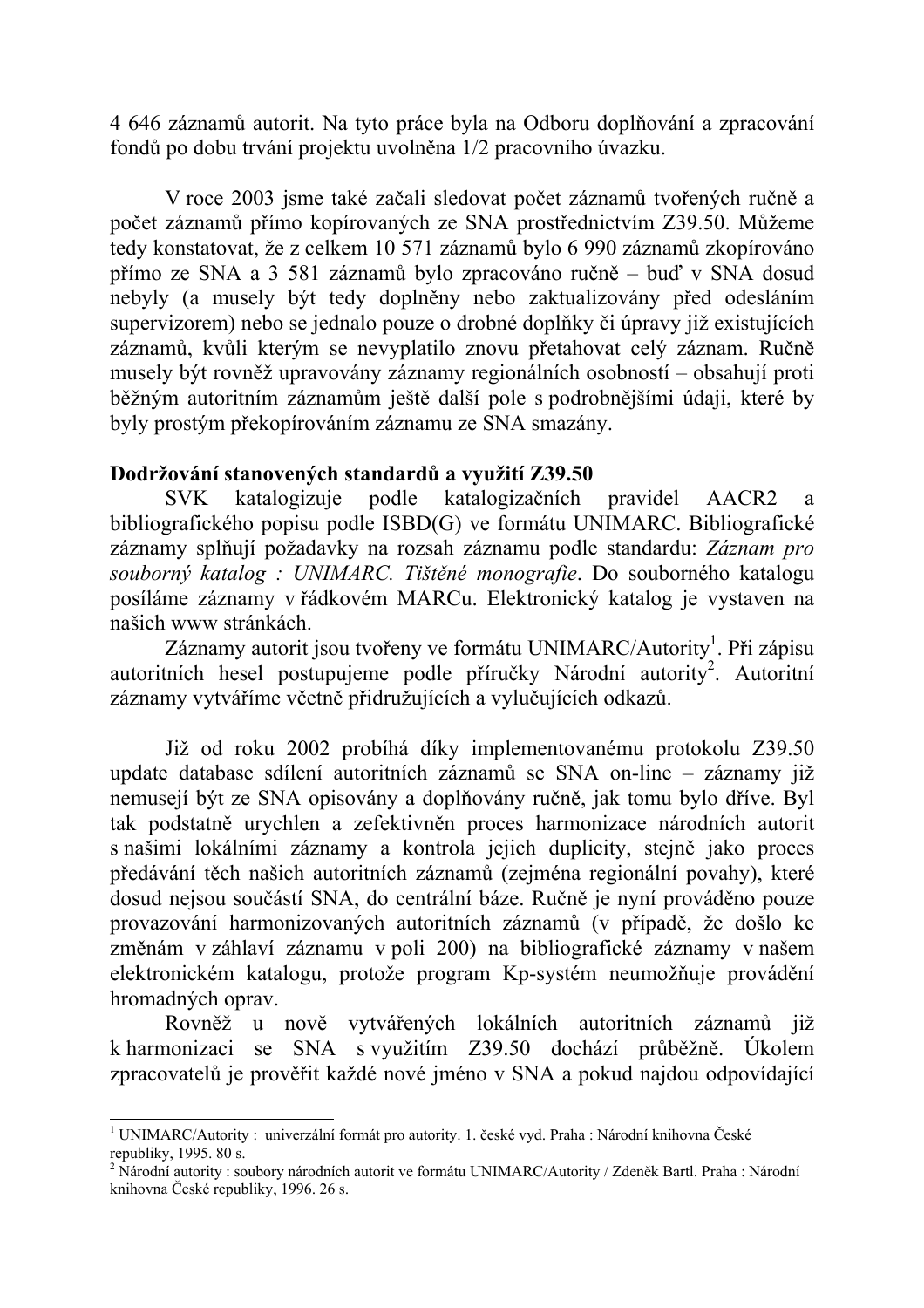4 646 záznamů autorit. Na tyto práce byla na Odboru doplňování a zpracování fondů po dobu trvání projektu uvolněna 1/2 pracovního úvazku.

V roce 2003 jsme také začali sledovat počet záznamů tvořených ručně a počet záznamů přímo kopírovaných ze SNA prostřednictvím Z39.50. Můžeme tedy konstatovat, že z celkem 10 571 záznamů bylo 6 990 záznamů zkopírováno přímo ze SNA a 3 581 záznamů bylo zpracováno ručně – buď v SNA dosud nebyly (a musely být tedy doplněny nebo zaktualizovány před odesláním supervizorem) nebo se jednalo pouze o drobné doplňky či úpravy již existujících záznamů, kvůli kterým se nevyplatilo znovu přetahovat celý záznam. Ručně musely být rovněž upravovány záznamy regionálních osobností – obsahují proti běžným autoritním záznamům ještě další pole s podrobnějšími údaji, které by byly prostým překopírováním záznamu ze SNA smazány.

**Dodržování stanovených standardů a využití Z39.50**

SVK katalogizuje podle katalogizačních pravidel AACR2 a bibliografického popisu podle ISBD(G) ve formátu UNIMARC. Bibliografické záznamy splňují požadavky na rozsah záznamu podle standardu: *Záznam pro souborný katalog : UNIMARC. Tištěné monografie*. Do souborného katalogu posíláme záznamy v řádkovém MARCu. Elektronický katalog je vystaven na našich www stránkách.

Záznamy autorit jsou tvořeny ve formátu UNIMARC/Autority[1]. Při zápisu autoritních hesel postupujeme podle příručky Národní autority[2]. Autoritní záznamy vytváříme včetně přidružujících a vylučujících odkazů.

Již od roku 2002 probíhá díky implementovanému protokolu Z39.50 update database sdílení autoritních záznamů se SNA on-line – záznamy již nemusejí být ze SNA opisovány a doplňovány ručně, jak tomu bylo dříve. Byl tak podstatně urychlen a zefektivněn proces harmonizace národních autorit s našimi lokálními záznamy a kontrola jejich duplicity, stejně jako proces předávání těch našich autoritních záznamů (zejména regionální povahy), které dosud nejsou součástí SNA, do centrální báze. Ručně je nyní prováděno pouze provazování harmonizovaných autoritních záznamů (v případě, že došlo ke změnám v záhlaví záznamu v poli 200) na bibliografické záznamy v našem elektronickém katalogu, protože program Kp-systém neumožňuje provádění hromadných oprav.

Rovněž u nově vytvářených lokálních autoritních záznamů již k harmonizaci se SNA s využitím Z39.50 dochází průběžně. Úkolem zpracovatelů je prověřit každé nové jméno v SNA a pokud najdou odpovídající

---

[1] UNIMARC/Autority : univerzální formát pro autority. 1. české vyd. Praha : Národní knihovna České republiky, 1995. 80 s.

[2] Národní autority : soubory národních autorit ve formátu UNIMARC/Autority / Zdeněk Bartl. Praha : Národní knihovna České republiky, 1996. 26 s.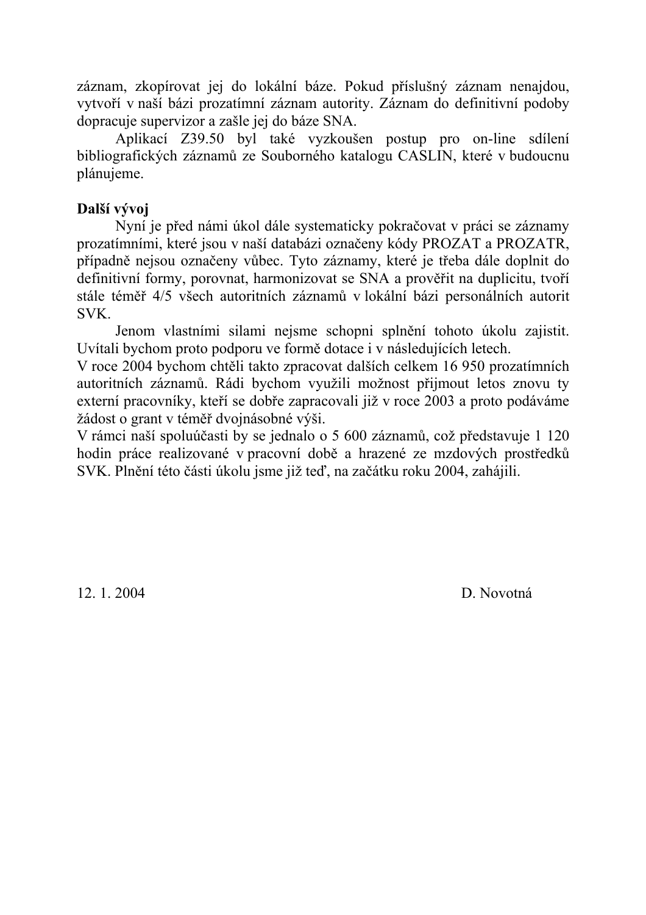záznam, zkopírovat jej do lokální báze. Pokud příslušný záznam nenajdou, vytvoří v naší bázi prozatímní záznam autority. Záznam do definitivní podoby dopracuje supervizor a zašle jej do báze SNA.

Aplikací Z39.50 byl také vyzkoušen postup pro on-line sdílení bibliografických záznamů ze Souborného katalogu CASLIN, které v budoucnu plánujeme.

**Další vývoj**

Nyní je před námi úkol dále systematicky pokračovat v práci se záznamy prozatímními, které jsou v naší databázi označeny kódy PROZAT a PROZATR, případně nejsou označeny vůbec. Tyto záznamy, které je třeba dále doplnit do definitivní formy, porovnat, harmonizovat se SNA a prověřit na duplicitu, tvoří stále téměř 4/5 všech autoritních záznamů v lokální bázi personálních autorit SVK.

Jenom vlastními silami nejsme schopni splnění tohoto úkolu zajistit. Uvítali bychom proto podporu ve formě dotace i v následujících letech.

V roce 2004 bychom chtěli takto zpracovat dalších celkem 16 950 prozatímních autoritních záznamů. Rádi bychom využili možnost přijmout letos znovu ty externí pracovníky, kteří se dobře zapracovali již v roce 2003 a proto podáváme žádost o grant v téměř dvojnásobné výši.

V rámci naší spoluúčasti by se jednalo o 5 600 záznamů, což představuje 1 120 hodin práce realizované v pracovní době a hrazené ze mzdových prostředků SVK. Plnění této části úkolu jsme již teď, na začátku roku 2004, zahájili.

12. 1. 2004 D. Novotná